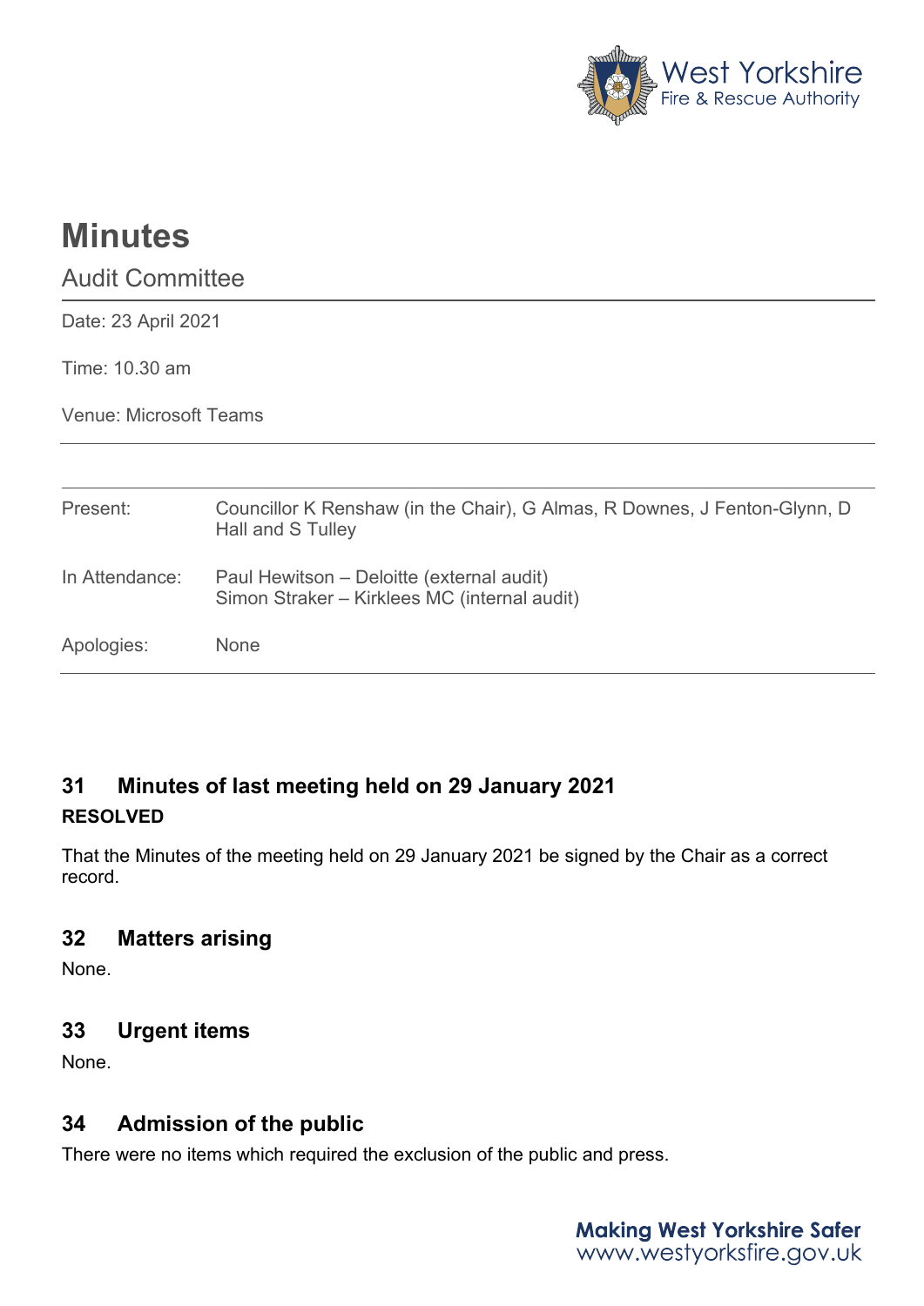# Minutes

## Audit Committee

Date: 23 April 2021

Time: 10.30 am

Venue: Microsoft Teams

| | |
|---|---|
| Present: | Councillor K Renshaw (in the Chair), G Almas, R Downes, J Fenton-Glynn, D Hall and S Tulley |
| In Attendance: | Paul Hewitson – Deloitte (external audit)<br>Simon Straker – Kirklees MC (internal audit) |
| Apologies: | None |

### 31 Minutes of last meeting held on 29 January 2021

**RESOLVED**

That the Minutes of the meeting held on 29 January 2021 be signed by the Chair as a correct record.

### 32 Matters arising

None.

### 33 Urgent items

None.

### 34 Admission of the public

There were no items which required the exclusion of the public and press.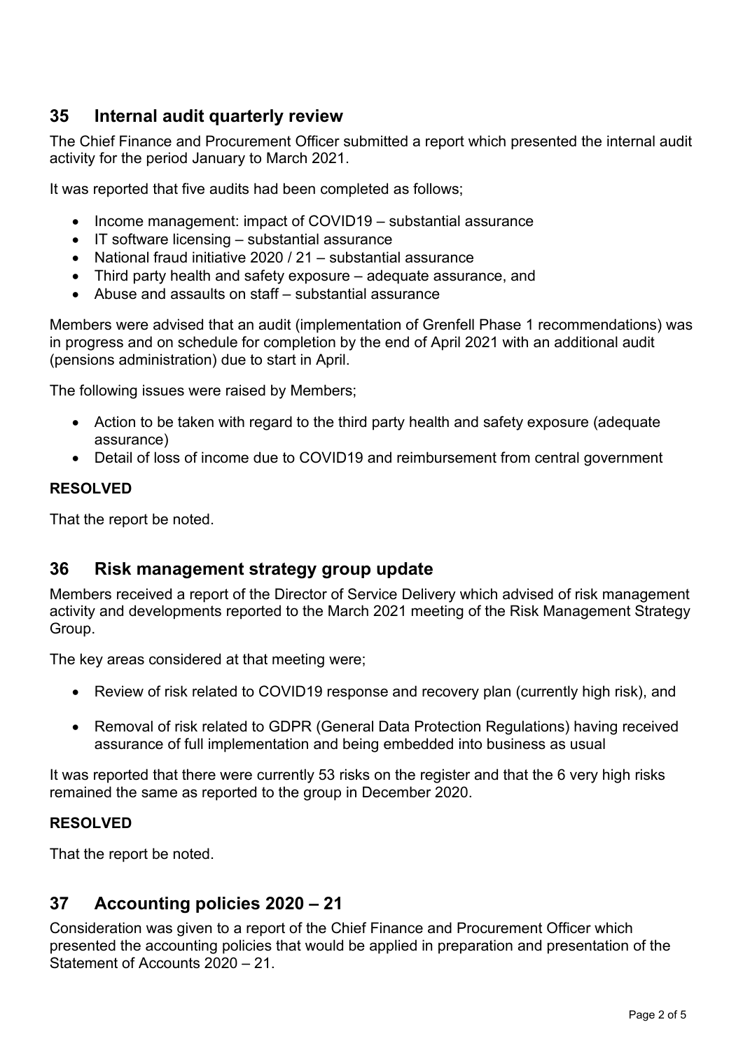## 35 Internal audit quarterly review

The Chief Finance and Procurement Officer submitted a report which presented the internal audit activity for the period January to March 2021.

It was reported that five audits had been completed as follows;

- Income management: impact of COVID19 – substantial assurance
- IT software licensing – substantial assurance
- National fraud initiative 2020 / 21 – substantial assurance
- Third party health and safety exposure – adequate assurance, and
- Abuse and assaults on staff – substantial assurance

Members were advised that an audit (implementation of Grenfell Phase 1 recommendations) was in progress and on schedule for completion by the end of April 2021 with an additional audit (pensions administration) due to start in April.

The following issues were raised by Members;

- Action to be taken with regard to the third party health and safety exposure (adequate assurance)
- Detail of loss of income due to COVID19 and reimbursement from central government

**RESOLVED**

That the report be noted.

## 36 Risk management strategy group update

Members received a report of the Director of Service Delivery which advised of risk management activity and developments reported to the March 2021 meeting of the Risk Management Strategy Group.

The key areas considered at that meeting were;

- Review of risk related to COVID19 response and recovery plan (currently high risk), and
- Removal of risk related to GDPR (General Data Protection Regulations) having received assurance of full implementation and being embedded into business as usual

It was reported that there were currently 53 risks on the register and that the 6 very high risks remained the same as reported to the group in December 2020.

**RESOLVED**

That the report be noted.

## 37 Accounting policies 2020 – 21

Consideration was given to a report of the Chief Finance and Procurement Officer which presented the accounting policies that would be applied in preparation and presentation of the Statement of Accounts 2020 – 21.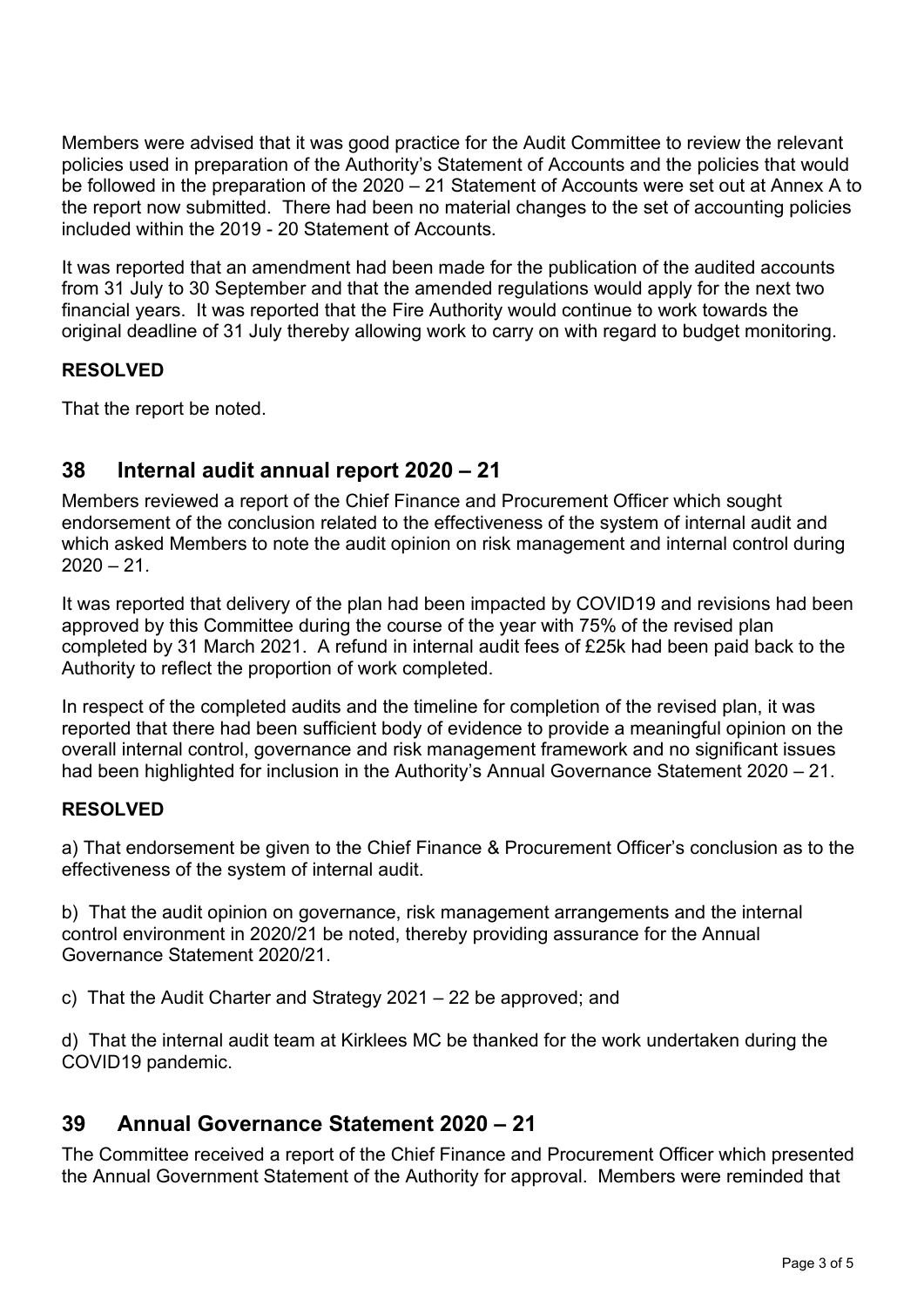Members were advised that it was good practice for the Audit Committee to review the relevant policies used in preparation of the Authority's Statement of Accounts and the policies that would be followed in the preparation of the 2020 – 21 Statement of Accounts were set out at Annex A to the report now submitted. There had been no material changes to the set of accounting policies included within the 2019 - 20 Statement of Accounts.

It was reported that an amendment had been made for the publication of the audited accounts from 31 July to 30 September and that the amended regulations would apply for the next two financial years. It was reported that the Fire Authority would continue to work towards the original deadline of 31 July thereby allowing work to carry on with regard to budget monitoring.

**RESOLVED**

That the report be noted.

## 38 Internal audit annual report 2020 – 21

Members reviewed a report of the Chief Finance and Procurement Officer which sought endorsement of the conclusion related to the effectiveness of the system of internal audit and which asked Members to note the audit opinion on risk management and internal control during 2020 – 21.

It was reported that delivery of the plan had been impacted by COVID19 and revisions had been approved by this Committee during the course of the year with 75% of the revised plan completed by 31 March 2021. A refund in internal audit fees of £25k had been paid back to the Authority to reflect the proportion of work completed.

In respect of the completed audits and the timeline for completion of the revised plan, it was reported that there had been sufficient body of evidence to provide a meaningful opinion on the overall internal control, governance and risk management framework and no significant issues had been highlighted for inclusion in the Authority's Annual Governance Statement 2020 – 21.

**RESOLVED**

a) That endorsement be given to the Chief Finance & Procurement Officer's conclusion as to the effectiveness of the system of internal audit.

b) That the audit opinion on governance, risk management arrangements and the internal control environment in 2020/21 be noted, thereby providing assurance for the Annual Governance Statement 2020/21.

c) That the Audit Charter and Strategy 2021 – 22 be approved; and

d) That the internal audit team at Kirklees MC be thanked for the work undertaken during the COVID19 pandemic.

## 39 Annual Governance Statement 2020 – 21

The Committee received a report of the Chief Finance and Procurement Officer which presented the Annual Government Statement of the Authority for approval. Members were reminded that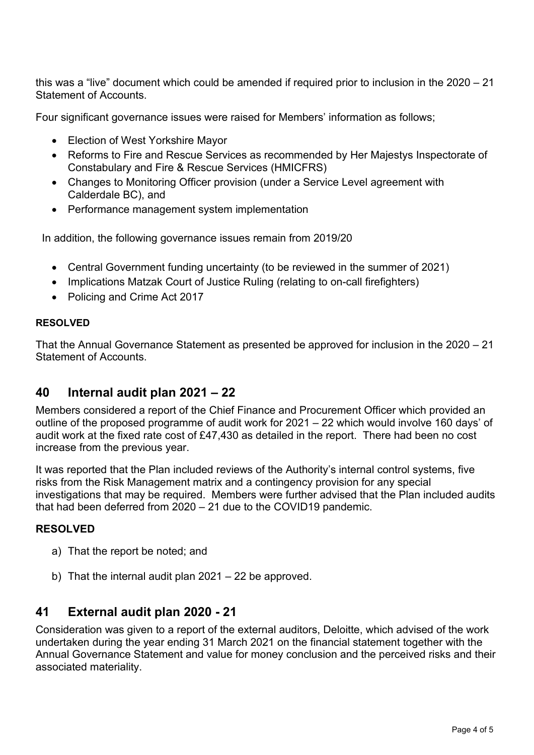this was a "live" document which could be amended if required prior to inclusion in the 2020 – 21 Statement of Accounts.

Four significant governance issues were raised for Members' information as follows;

- Election of West Yorkshire Mayor
- Reforms to Fire and Rescue Services as recommended by Her Majestys Inspectorate of Constabulary and Fire & Rescue Services (HMICFRS)
- Changes to Monitoring Officer provision (under a Service Level agreement with Calderdale BC), and
- Performance management system implementation

In addition, the following governance issues remain from 2019/20

- Central Government funding uncertainty (to be reviewed in the summer of 2021)
- Implications Matzak Court of Justice Ruling (relating to on-call firefighters)
- Policing and Crime Act 2017

**RESOLVED**

That the Annual Governance Statement as presented be approved for inclusion in the 2020 – 21 Statement of Accounts.

## 40 Internal audit plan 2021 – 22

Members considered a report of the Chief Finance and Procurement Officer which provided an outline of the proposed programme of audit work for 2021 – 22 which would involve 160 days' of audit work at the fixed rate cost of £47,430 as detailed in the report. There had been no cost increase from the previous year.

It was reported that the Plan included reviews of the Authority's internal control systems, five risks from the Risk Management matrix and a contingency provision for any special investigations that may be required. Members were further advised that the Plan included audits that had been deferred from 2020 – 21 due to the COVID19 pandemic.

**RESOLVED**

a) That the report be noted; and

b) That the internal audit plan 2021 – 22 be approved.

## 41 External audit plan 2020 - 21

Consideration was given to a report of the external auditors, Deloitte, which advised of the work undertaken during the year ending 31 March 2021 on the financial statement together with the Annual Governance Statement and value for money conclusion and the perceived risks and their associated materiality.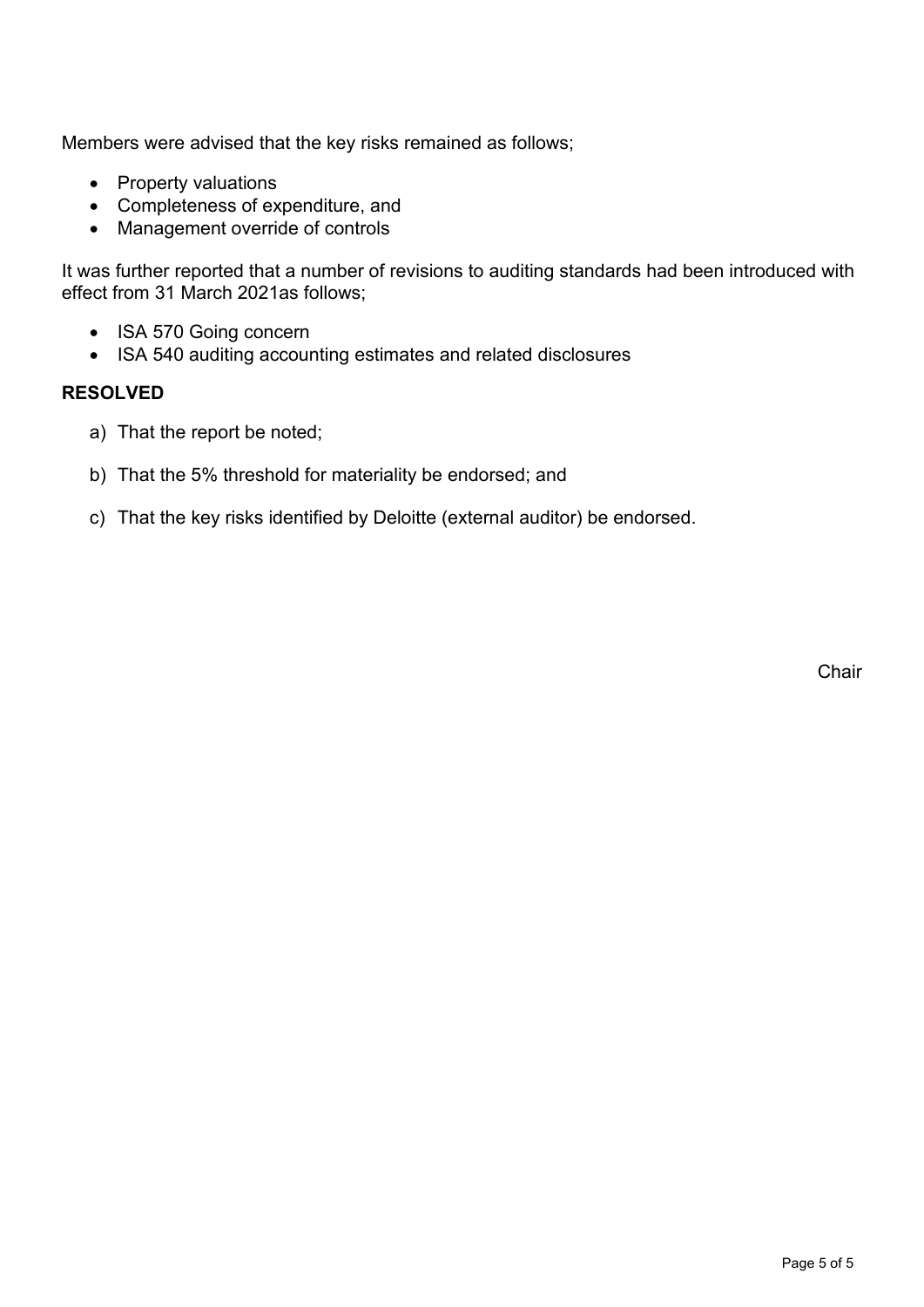Members were advised that the key risks remained as follows;

- Property valuations
- Completeness of expenditure, and
- Management override of controls

It was further reported that a number of revisions to auditing standards had been introduced with effect from 31 March 2021as follows;

- ISA 570 Going concern
- ISA 540 auditing accounting estimates and related disclosures

**RESOLVED**

a) That the report be noted;

b) That the 5% threshold for materiality be endorsed; and

c) That the key risks identified by Deloitte (external auditor) be endorsed.

Chair